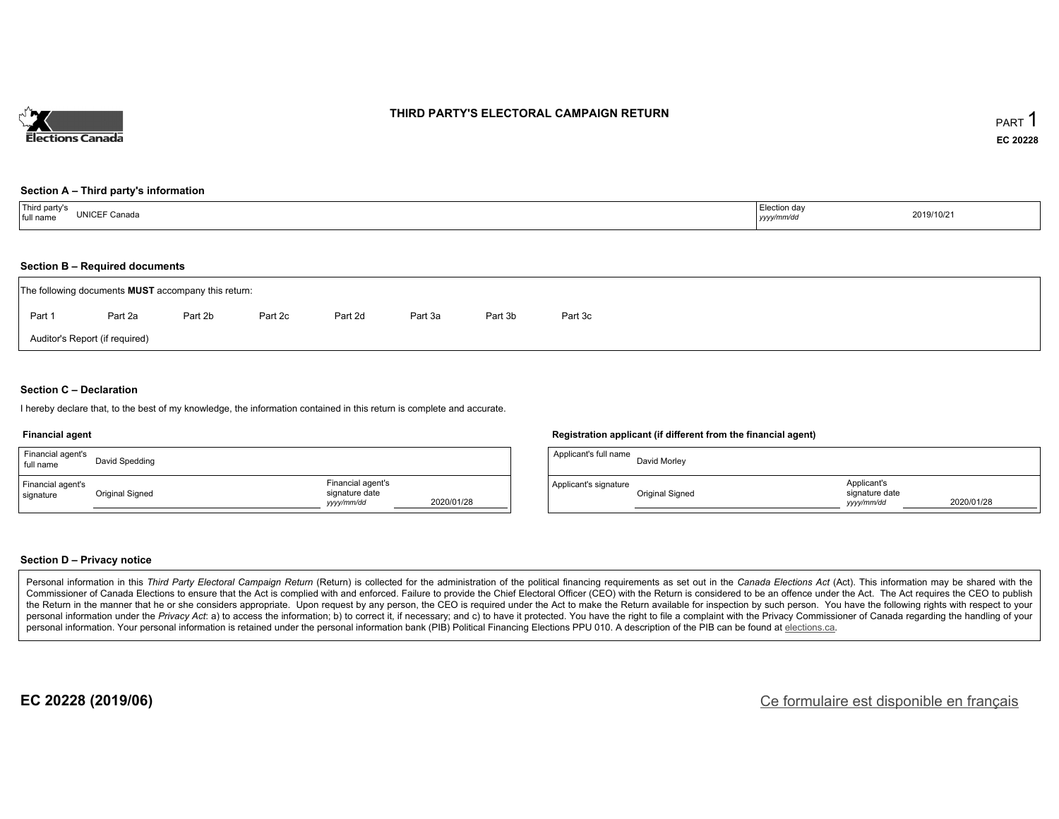# THIRD PARTY'S ELECTORAL CAMPAIGN RETURN

PART 1

**EC 20228**

### Section A – Third party's information

| Third party's full name | UNICEF Canada | Election day *yyyy/mm/dd* | 2019/10/21 |
|---|---|---|---|

### Section B – Required documents

The following documents **MUST** accompany this return:

Part 1 | Part 2a | Part 2b | Part 2c | Part 2d | Part 3a | Part 3b | Part 3c

Auditor's Report (if required)

### Section C – Declaration

I hereby declare that, to the best of my knowledge, the information contained in this return is complete and accurate.

**Financial agent**

| Financial agent's full name | David Spedding | | |
|---|---|---|---|
| Financial agent's signature | Original Signed | Financial agent's signature date *yyyy/mm/dd* | 2020/01/28 |

**Registration applicant (if different from the financial agent)**

| Applicant's full name | David Morley | | |
|---|---|---|---|
| Applicant's signature | Original Signed | Applicant's signature date *yyyy/mm/dd* | 2020/01/28 |

### Section D – Privacy notice

Personal information in this *Third Party Electoral Campaign Return* (Return) is collected for the administration of the political financing requirements as set out in the *Canada Elections Act* (Act). This information may be shared with the Commissioner of Canada Elections to ensure that the Act is complied with and enforced. Failure to provide the Chief Electoral Officer (CEO) with the Return is considered to be an offence under the Act. The Act requires the CEO to publish the Return in the manner that he or she considers appropriate. Upon request by any person, the CEO is required under the Act to make the Return available for inspection by such person. You have the following rights with respect to your personal information under the *Privacy Act*: a) to access the information; b) to correct it, if necessary; and c) to have it protected. You have the right to file a complaint with the Privacy Commissioner of Canada regarding the handling of your personal information. Your personal information is retained under the personal information bank (PIB) Political Financing Elections PPU 010. A description of the PIB can be found at elections.ca.

**EC 20228 (2019/06)**

Ce formulaire est disponible en français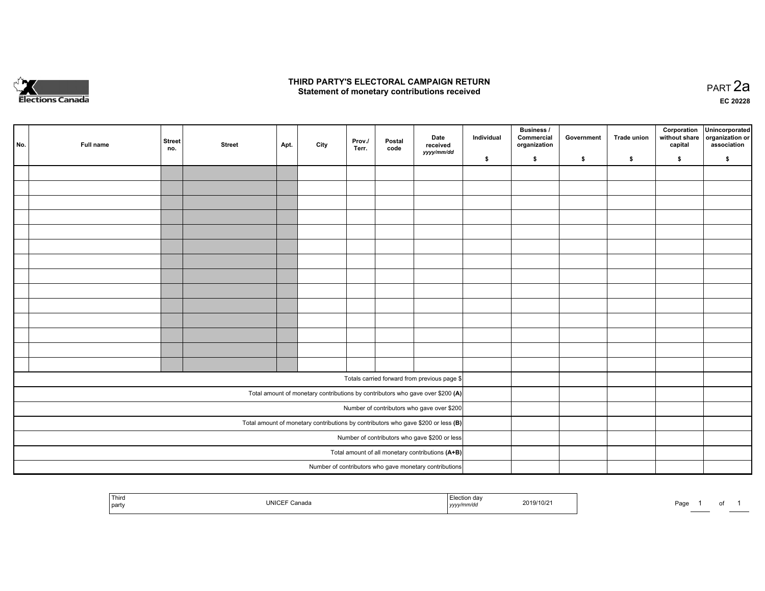# THIRD PARTY'S ELECTORAL CAMPAIGN RETURN

## Statement of monetary contributions received

PART 2a

EC 20228

| No. | Full name | Street no. | Street | Apt. | City | Prov./ Terr. | Postal code | Date received yyyy/mm/dd | Individual $ | Business / Commercial organization $ | Government $ | Trade union $ | Corporation without share capital $ | Unincorporated organization or association $ |
|---|---|---|---|---|---|---|---|---|---|---|---|---|---|---|
| | | | | | | | | | | | | | | |
| | | | | | | | | | | | | | | |
| | | | | | | | | | | | | | | |
| | | | | | | | | | | | | | | |
| | | | | | | | | | | | | | | |
| | | | | | | | | | | | | | | |
| | | | | | | | | | | | | | | |
| | | | | | | | | | | | | | | |
| | | | | | | | | | | | | | | |
| | | | | | | | | | | | | | | |
| | | | | | | | | | | | | | | |
| | | | | | | | | | | | | | | |
| | | | | | | | | | | | | | | |
| | | | | | | | | | | | | | | |
| Totals carried forward from previous page $ | | | | | | | | | | | | | | |
| Total amount of monetary contributions by contributors who gave over $200 **(A)** | | | | | | | | | | | | | | |
| Number of contributors who gave over $200 | | | | | | | | | | | | | | |
| Total amount of monetary contributions by contributors who gave $200 or less **(B)** | | | | | | | | | | | | | | |
| Number of contributors who gave $200 or less | | | | | | | | | | | | | | |
| Total amount of all monetary contributions **(A+B)** | | | | | | | | | | | | | | |
| Number of contributors who gave monetary contributions | | | | | | | | | | | | | | |

| Third party | UNICEF Canada | Election day yyyy/mm/dd | 2019/10/21 |
|---|---|---|---|

Page 1 of 1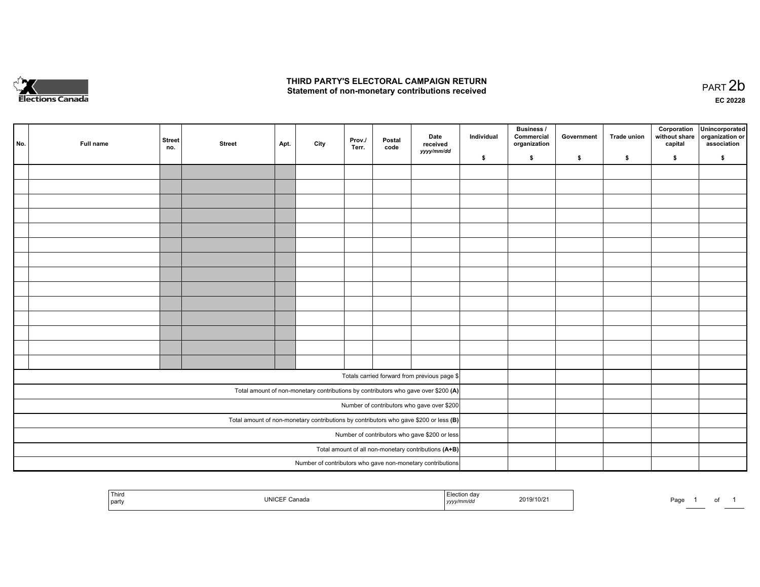# THIRD PARTY'S ELECTORAL CAMPAIGN RETURN

## Statement of non-monetary contributions received

PART 2b

EC 20228

| No. | Full name | Street no. | Street | Apt. | City | Prov./ Terr. | Postal code | Date received yyyy/mm/dd | Individual $ | Business / Commercial organization $ | Government $ | Trade union $ | Corporation without share capital $ | Unincorporated organization or association $ |
|---|---|---|---|---|---|---|---|---|---|---|---|---|---|---|
| | | | | | | | | | | | | | | |
| | | | | | | | | | | | | | | |
| | | | | | | | | | | | | | | |
| | | | | | | | | | | | | | | |
| | | | | | | | | | | | | | | |
| | | | | | | | | | | | | | | |
| | | | | | | | | | | | | | | |
| | | | | | | | | | | | | | | |
| | | | | | | | | | | | | | | |
| | | | | | | | | | | | | | | |
| | | | | | | | | | | | | | | |
| | | | | | | | | | | | | | | |
| | | | | | | | | | | | | | | |
| | | | | | | | | | | | | | | |
| Totals carried forward from previous page $ | | | | | | | | | | | | | | |
| Total amount of non-monetary contributions by contributors who gave over $200 (A) | | | | | | | | | | | | | | |
| Number of contributors who gave over $200 | | | | | | | | | | | | | | |
| Total amount of non-monetary contributions by contributors who gave $200 or less (B) | | | | | | | | | | | | | | |
| Number of contributors who gave $200 or less | | | | | | | | | | | | | | |
| Total amount of all non-monetary contributions (A+B) | | | | | | | | | | | | | | |
| Number of contributors who gave non-monetary contributions | | | | | | | | | | | | | | |

| Third party | UNICEF Canada | Election day yyyy/mm/dd | 2019/10/21 |
|---|---|---|---|

Page 1 of 1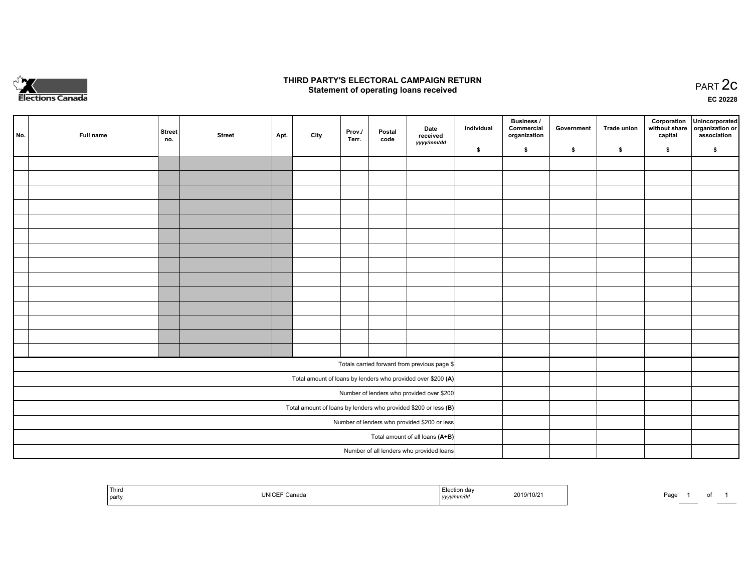Elections Canada

# THIRD PARTY'S ELECTORAL CAMPAIGN RETURN
## Statement of operating loans received

PART 2c

EC 20228

| No. | Full name | Street no. | Street | Apt. | City | Prov./ Terr. | Postal code | Date received yyyy/mm/dd | Individual $ | Business / Commercial organization $ | Government $ | Trade union $ | Corporation without share capital $ | Unincorporated organization or association $ |
|---|---|---|---|---|---|---|---|---|---|---|---|---|---|---|
| | | | | | | | | | | | | | | |
| | | | | | | | | | | | | | | |
| | | | | | | | | | | | | | | |
| | | | | | | | | | | | | | | |
| | | | | | | | | | | | | | | |
| | | | | | | | | | | | | | | |
| | | | | | | | | | | | | | | |
| | | | | | | | | | | | | | | |
| | | | | | | | | | | | | | | |
| | | | | | | | | | | | | | | |
| | | | | | | | | | | | | | | |
| | | | | | | | | | | | | | | |
| | | | | | | | | | | | | | | |
| | | | | | | | | | | | | | | |
| Totals carried forward from previous page $ | | | | | | | | | | | | | | |
| Total amount of loans by lenders who provided over $200 **(A)** | | | | | | | | | | | | | | |
| Number of lenders who provided over $200 | | | | | | | | | | | | | | |
| Total amount of loans by lenders who provided $200 or less **(B)** | | | | | | | | | | | | | | |
| Number of lenders who provided $200 or less | | | | | | | | | | | | | | |
| Total amount of all loans **(A+B)** | | | | | | | | | | | | | | |
| Number of all lenders who provided loans | | | | | | | | | | | | | | |

| Third party | UNICEF Canada | Election day yyyy/mm/dd | 2019/10/21 |
|---|---|---|---|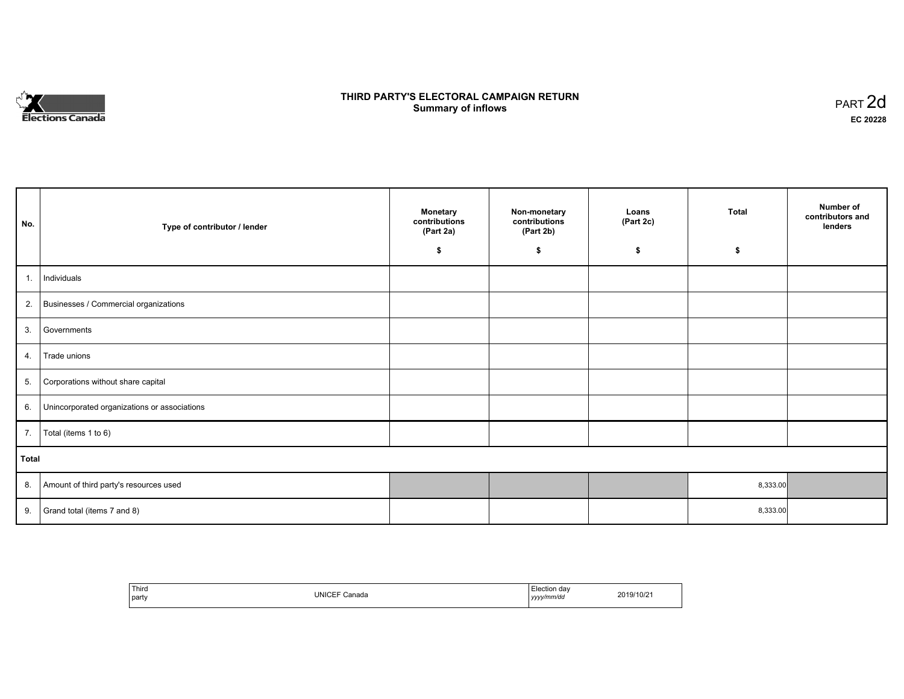Elections Canada

# THIRD PARTY'S ELECTORAL CAMPAIGN RETURN
## Summary of inflows

PART 2d

**EC 20228**

| No. | Type of contributor / lender | Monetary contributions (Part 2a) $ | Non-monetary contributions (Part 2b) $ | Loans (Part 2c) $ | Total $ | Number of contributors and lenders |
|---|---|---|---|---|---|---|
| 1. | Individuals | | | | | |
| 2. | Businesses / Commercial organizations | | | | | |
| 3. | Governments | | | | | |
| 4. | Trade unions | | | | | |
| 5. | Corporations without share capital | | | | | |
| 6. | Unincorporated organizations or associations | | | | | |
| 7. | Total (items 1 to 6) | | | | | |
| **Total** | | | | | | |
| 8. | Amount of third party's resources used | | | | 8,333.00 | |
| 9. | Grand total (items 7 and 8) | | | | 8,333.00 | |

| Third party | UNICEF Canada | Election day *yyyy/mm/dd* | 2019/10/21 |
|---|---|---|---|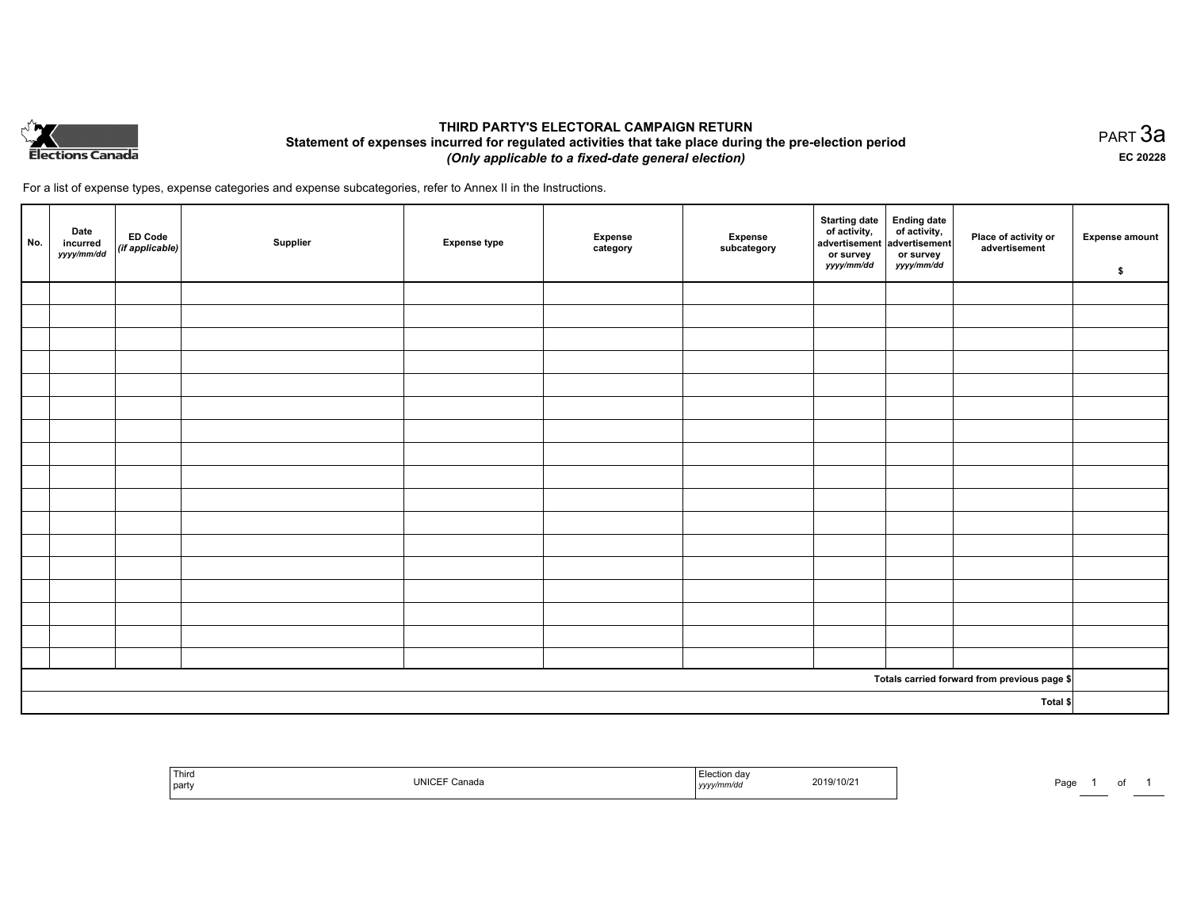Elections Canada

# THIRD PARTY'S ELECTORAL CAMPAIGN RETURN

## Statement of expenses incurred for regulated activities that take place during the pre-election period

***(Only applicable to a fixed-date general election)***

PART 3a

**EC 20228**

For a list of expense types, expense categories and expense subcategories, refer to Annex II in the Instructions.

| No. | Date incurred *yyyy/mm/dd* | ED Code *(if applicable)* | Supplier | Expense type | Expense category | Expense subcategory | Starting date of activity, advertisement or survey *yyyy/mm/dd* | Ending date of activity, advertisement or survey *yyyy/mm/dd* | Place of activity or advertisement | Expense amount $ |
|---|---|---|---|---|---|---|---|---|---|---|
| | | | | | | | | | | |
| | | | | | | | | | | |
| | | | | | | | | | | |
| | | | | | | | | | | |
| | | | | | | | | | | |
| | | | | | | | | | | |
| | | | | | | | | | | |
| | | | | | | | | | | |
| | | | | | | | | | | |
| | | | | | | | | | | |
| | | | | | | | | | | |
| | | | | | | | | | | |
| | | | | | | | | | | |
| | | | | | | | | | | |
| | | | | | | | | | | |
| | | | | | | | | | | |
| | | | | | | | | | | |
| | | | | | | | | | **Totals carried forward from previous page $** | |
| | | | | | | | | | **Total $** | |

| Third party | UNICEF Canada | Election day *yyyy/mm/dd* | 2019/10/21 |
|---|---|---|---|

Page 1 of 1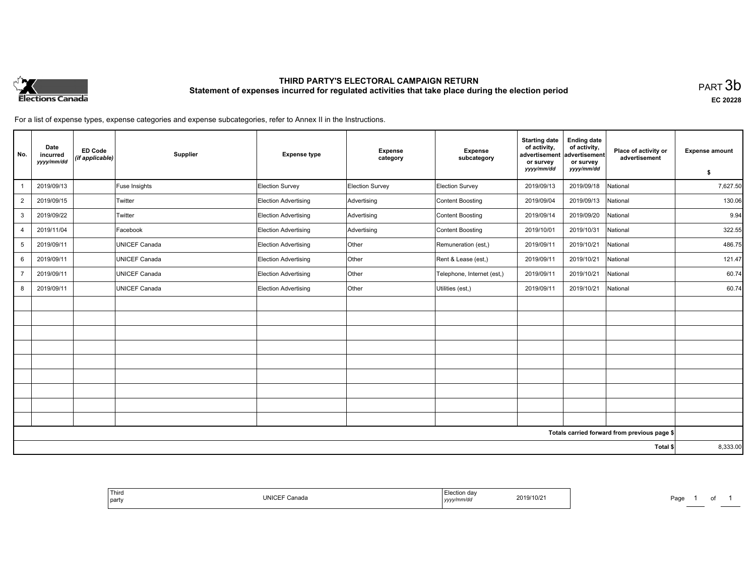# THIRD PARTY'S ELECTORAL CAMPAIGN RETURN

## Statement of expenses incurred for regulated activities that take place during the election period

PART 3b

EC 20228

For a list of expense types, expense categories and expense subcategories, refer to Annex II in the Instructions.

| No. | Date incurred *yyyy/mm/dd* | ED Code *(if applicable)* | Supplier | Expense type | Expense category | Expense subcategory | Starting date of activity, advertisement or survey *yyyy/mm/dd* | Ending date of activity, advertisement or survey *yyyy/mm/dd* | Place of activity or advertisement | Expense amount $ |
|---|---|---|---|---|---|---|---|---|---|---|
| 1 | 2019/09/13 | | Fuse Insights | Election Survey | Election Survey | Election Survey | 2019/09/13 | 2019/09/18 | National | 7,627.50 |
| 2 | 2019/09/15 | | Twitter | Election Advertising | Advertising | Content Boosting | 2019/09/04 | 2019/09/13 | National | 130.06 |
| 3 | 2019/09/22 | | Twitter | Election Advertising | Advertising | Content Boosting | 2019/09/14 | 2019/09/20 | National | 9.94 |
| 4 | 2019/11/04 | | Facebook | Election Advertising | Advertising | Content Boosting | 2019/10/01 | 2019/10/31 | National | 322.55 |
| 5 | 2019/09/11 | | UNICEF Canada | Election Advertising | Other | Remuneration (est,) | 2019/09/11 | 2019/10/21 | National | 486.75 |
| 6 | 2019/09/11 | | UNICEF Canada | Election Advertising | Other | Rent & Lease (est,) | 2019/09/11 | 2019/10/21 | National | 121.47 |
| 7 | 2019/09/11 | | UNICEF Canada | Election Advertising | Other | Telephone, Internet (est,) | 2019/09/11 | 2019/10/21 | National | 60.74 |
| 8 | 2019/09/11 | | UNICEF Canada | Election Advertising | Other | Utilities (est,) | 2019/09/11 | 2019/10/21 | National | 60.74 |
| | | | | | | | | | **Totals carried forward from previous page $** | |
| | | | | | | | | | **Total $** | 8,333.00 |

| Third party | UNICEF Canada | Election day *yyyy/mm/dd* | 2019/10/21 |
|---|---|---|---|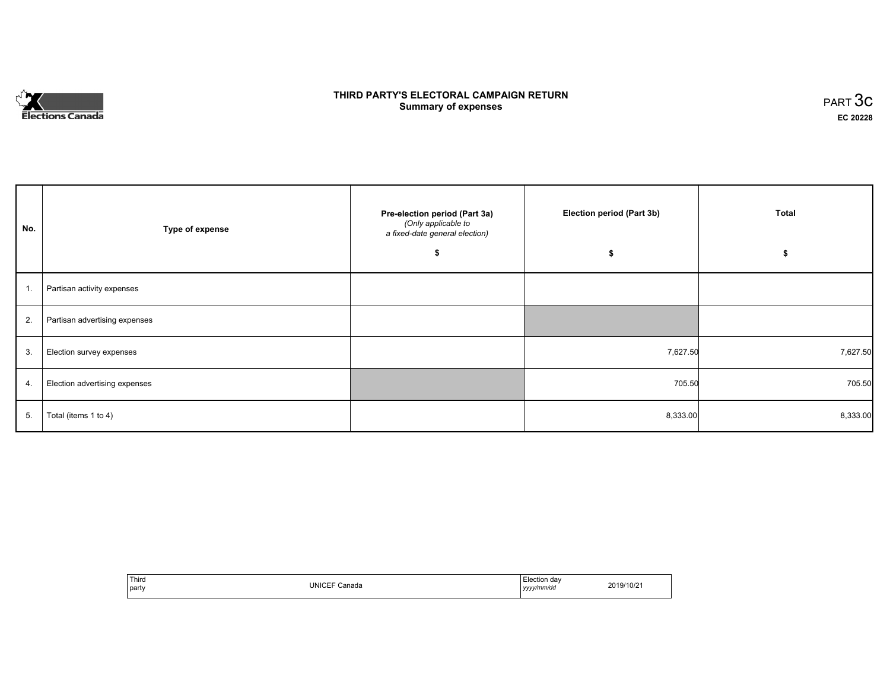# THIRD PARTY'S ELECTORAL CAMPAIGN RETURN
## Summary of expenses

PART 3c

EC 20228

| No. | Type of expense | Pre-election period (Part 3a) *(Only applicable to a fixed-date general election)* $ | Election period (Part 3b) $ | Total $ |
|---|---|---|---|---|
| 1. | Partisan activity expenses | | | |
| 2. | Partisan advertising expenses | | | |
| 3. | Election survey expenses | | 7,627.50 | 7,627.50 |
| 4. | Election advertising expenses | | 705.50 | 705.50 |
| 5. | Total (items 1 to 4) | | 8,333.00 | 8,333.00 |

| Third party | UNICEF Canada | Election day *yyyy/mm/dd* | 2019/10/21 |
|---|---|---|---|